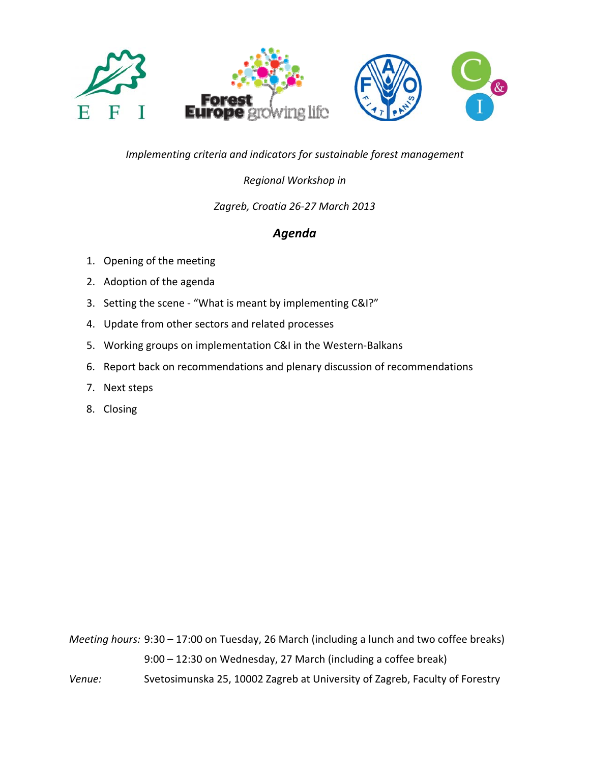*Implementing criteria and indicators for sustainable forest management*

*Regional Workshop in*

*Zagreb, Croatia 26-27 March 2013*

## *Agenda*

1. Opening of the meeting
2. Adoption of the agenda
3. Setting the scene - "What is meant by implementing C&I?"
4. Update from other sectors and related processes
5. Working groups on implementation C&I in the Western-Balkans
6. Report back on recommendations and plenary discussion of recommendations
7. Next steps
8. Closing

*Meeting hours:* 9:30 – 17:00 on Tuesday, 26 March (including a lunch and two coffee breaks)
9:00 – 12:30 on Wednesday, 27 March (including a coffee break)

*Venue:* Svetosimunska 25, 10002 Zagreb at University of Zagreb, Faculty of Forestry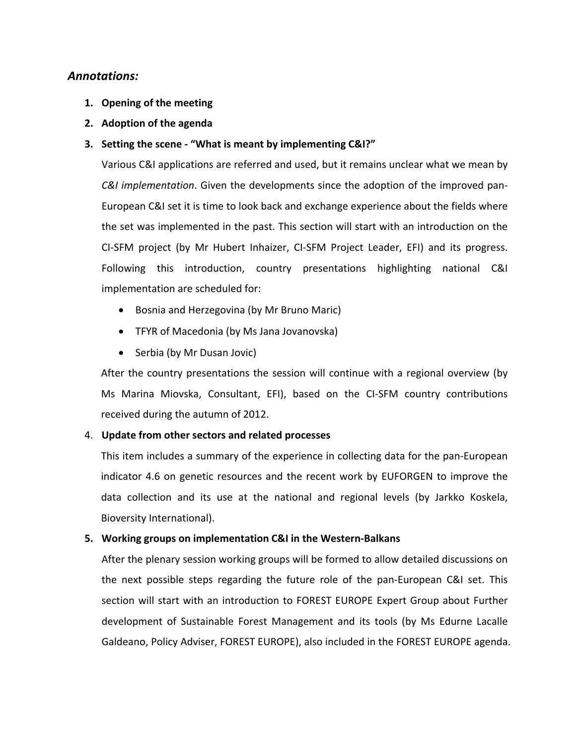## *Annotations:*

1. **Opening of the meeting**
2. **Adoption of the agenda**
3. **Setting the scene - "What is meant by implementing C&I?"**

   Various C&I applications are referred and used, but it remains unclear what we mean by *C&I implementation*. Given the developments since the adoption of the improved pan-European C&I set it is time to look back and exchange experience about the fields where the set was implemented in the past. This section will start with an introduction on the CI-SFM project (by Mr Hubert Inhaizer, CI-SFM Project Leader, EFI) and its progress. Following this introduction, country presentations highlighting national C&I implementation are scheduled for:

   - Bosnia and Herzegovina (by Mr Bruno Maric)
   - TFYR of Macedonia (by Ms Jana Jovanovska)
   - Serbia (by Mr Dusan Jovic)

   After the country presentations the session will continue with a regional overview (by Ms Marina Miovska, Consultant, EFI), based on the CI-SFM country contributions received during the autumn of 2012.

4. **Update from other sectors and related processes**

   This item includes a summary of the experience in collecting data for the pan-European indicator 4.6 on genetic resources and the recent work by EUFORGEN to improve the data collection and its use at the national and regional levels (by Jarkko Koskela, Bioversity International).

5. **Working groups on implementation C&I in the Western-Balkans**

   After the plenary session working groups will be formed to allow detailed discussions on the next possible steps regarding the future role of the pan-European C&I set. This section will start with an introduction to FOREST EUROPE Expert Group about Further development of Sustainable Forest Management and its tools (by Ms Edurne Lacalle Galdeano, Policy Adviser, FOREST EUROPE), also included in the FOREST EUROPE agenda.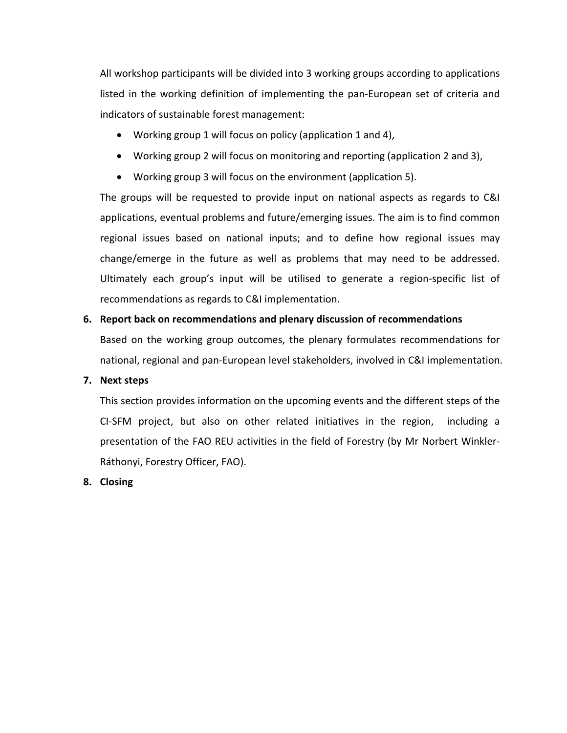All workshop participants will be divided into 3 working groups according to applications listed in the working definition of implementing the pan-European set of criteria and indicators of sustainable forest management:

- Working group 1 will focus on policy (application 1 and 4),
- Working group 2 will focus on monitoring and reporting (application 2 and 3),
- Working group 3 will focus on the environment (application 5).

The groups will be requested to provide input on national aspects as regards to C&I applications, eventual problems and future/emerging issues. The aim is to find common regional issues based on national inputs; and to define how regional issues may change/emerge in the future as well as problems that may need to be addressed. Ultimately each group's input will be utilised to generate a region-specific list of recommendations as regards to C&I implementation.

6. **Report back on recommendations and plenary discussion of recommendations**

   Based on the working group outcomes, the plenary formulates recommendations for national, regional and pan-European level stakeholders, involved in C&I implementation.

7. **Next steps**

   This section provides information on the upcoming events and the different steps of the CI-SFM project, but also on other related initiatives in the region, including a presentation of the FAO REU activities in the field of Forestry (by Mr Norbert Winkler-Ráthonyi, Forestry Officer, FAO).

8. **Closing**